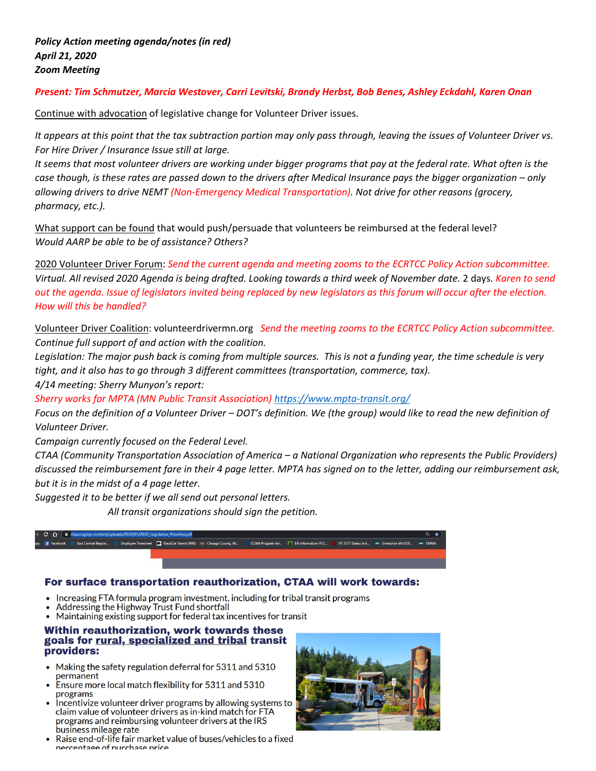***Policy Action meeting agenda/notes (in red)***
***April 21, 2020***
***Zoom Meeting***

***Present: Tim Schmutzer, Marcia Westover, Carri Levitski, Brandy Herbst, Bob Benes, Ashley Eckdahl, Karen Onan***

Continue with advocation of legislative change for Volunteer Driver issues.

*It appears at this point that the tax subtraction portion may only pass through, leaving the issues of Volunteer Driver vs. For Hire Driver / Insurance Issue still at large.*
*It seems that most volunteer drivers are working under bigger programs that pay at the federal rate. What often is the case though, is these rates are passed down to the drivers after Medical Insurance pays the bigger organization – only allowing drivers to drive NEMT (Non-Emergency Medical Transportation). Not drive for other reasons (grocery, pharmacy, etc.).*

What support can be found that would push/persuade that volunteers be reimbursed at the federal level?
*Would AARP be able to be of assistance? Others?*

2020 Volunteer Driver Forum: *Send the current agenda and meeting zooms to the ECRTCC Policy Action subcommittee. Virtual. All revised 2020 Agenda is being drafted. Looking towards a third week of November date.* 2 days. *Karen to send out the agenda. Issue of legislators invited being replaced by new legislators as this forum will occur after the election. How will this be handled?*

Volunteer Driver Coalition: volunteerdrivermn.org *Send the meeting zooms to the ECRTCC Policy Action subcommittee.*
*Continue full support of and action with the coalition.*
*Legislation: The major push back is coming from multiple sources. This is not a funding year, the time schedule is very tight, and it also has to go through 3 different committees (transportation, commerce, tax).*
*4/14 meeting: Sherry Munyon's report:*
*Sherry works for MPTA (MN Public Transit Association)* https://www.mpta-transit.org/
*Focus on the definition of a Volunteer Driver – DOT's definition. We (the group) would like to read the new definition of Volunteer Driver.*
*Campaign currently focused on the Federal Level.*
*CTAA (Community Transportation Association of America – a National Organization who represents the Public Providers) discussed the reimbursement fare in their 4 page letter. MPTA has signed on to the letter, adding our reimbursement ask, but it is in the midst of a 4 page letter.*
*Suggested it to be better if we all send out personal letters.*
*All transit organizations should sign the petition.*

ctaa.org/wp-content/uploads/2020/01/2020_Legislative_Priorities.pdf

**For surface transportation reauthorization, CTAA will work towards:**

- Increasing FTA formula program investment, including for tribal transit programs
- Addressing the Highway Trust Fund shortfall
- Maintaining existing support for federal tax incentives for transit

**Within reauthorization, work towards these goals for rural, specialized and tribal transit providers:**

- Making the safety regulation deferral for 5311 and 5310 permanent
- Ensure more local match flexibility for 5311 and 5310 programs
- Incentivize volunteer driver programs by allowing systems to claim value of volunteer drivers as in-kind match for FTA programs and reimbursing volunteer drivers at the IRS business mileage rate
- Raise end-of-life fair market value of buses/vehicles to a fixed percentage of purchase price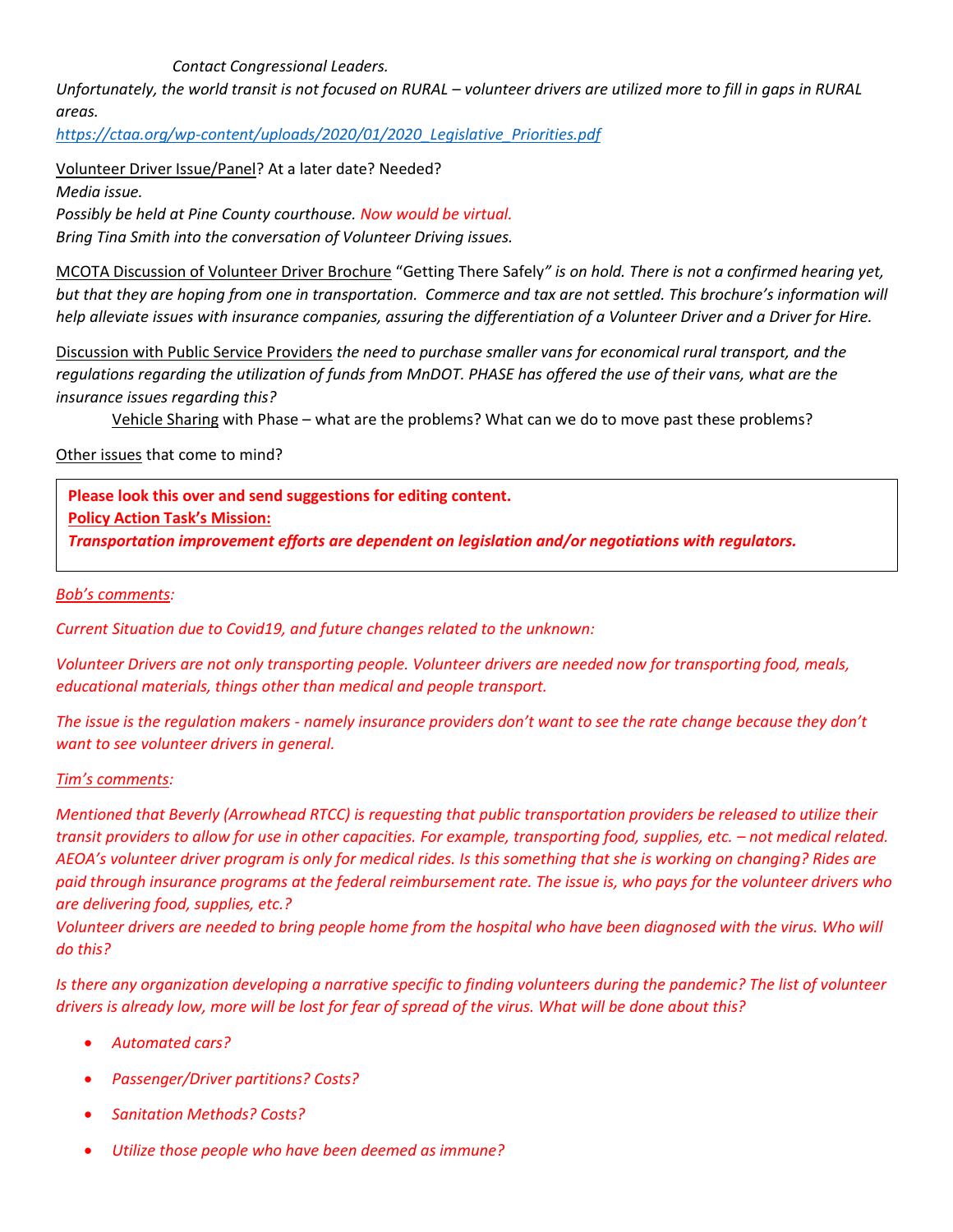*Contact Congressional Leaders.*

*Unfortunately, the world transit is not focused on RURAL – volunteer drivers are utilized more to fill in gaps in RURAL areas.*

*https://ctaa.org/wp-content/uploads/2020/01/2020_Legislative_Priorities.pdf*

Volunteer Driver Issue/Panel? At a later date? Needed?

*Media issue.*

*Possibly be held at Pine County courthouse. Now would be virtual.*

*Bring Tina Smith into the conversation of Volunteer Driving issues.*

MCOTA Discussion of Volunteer Driver Brochure "Getting There Safely*" is on hold. There is not a confirmed hearing yet, but that they are hoping from one in transportation. Commerce and tax are not settled. This brochure's information will help alleviate issues with insurance companies, assuring the differentiation of a Volunteer Driver and a Driver for Hire.*

Discussion with Public Service Providers *the need to purchase smaller vans for economical rural transport, and the regulations regarding the utilization of funds from MnDOT. PHASE has offered the use of their vans, what are the insurance issues regarding this?*

Vehicle Sharing with Phase – what are the problems? What can we do to move past these problems?

Other issues that come to mind?

**Please look this over and send suggestions for editing content.**

**Policy Action Task's Mission:**

***Transportation improvement efforts are dependent on legislation and/or negotiations with regulators.***

*Bob's comments:*

*Current Situation due to Covid19, and future changes related to the unknown:*

*Volunteer Drivers are not only transporting people. Volunteer drivers are needed now for transporting food, meals, educational materials, things other than medical and people transport.*

*The issue is the regulation makers - namely insurance providers don't want to see the rate change because they don't want to see volunteer drivers in general.*

*Tim's comments:*

*Mentioned that Beverly (Arrowhead RTCC) is requesting that public transportation providers be released to utilize their transit providers to allow for use in other capacities. For example, transporting food, supplies, etc. – not medical related. AEOA's volunteer driver program is only for medical rides. Is this something that she is working on changing? Rides are paid through insurance programs at the federal reimbursement rate. The issue is, who pays for the volunteer drivers who are delivering food, supplies, etc.?*

*Volunteer drivers are needed to bring people home from the hospital who have been diagnosed with the virus. Who will do this?*

*Is there any organization developing a narrative specific to finding volunteers during the pandemic? The list of volunteer drivers is already low, more will be lost for fear of spread of the virus. What will be done about this?*

- *Automated cars?*
- *Passenger/Driver partitions? Costs?*
- *Sanitation Methods? Costs?*
- *Utilize those people who have been deemed as immune?*